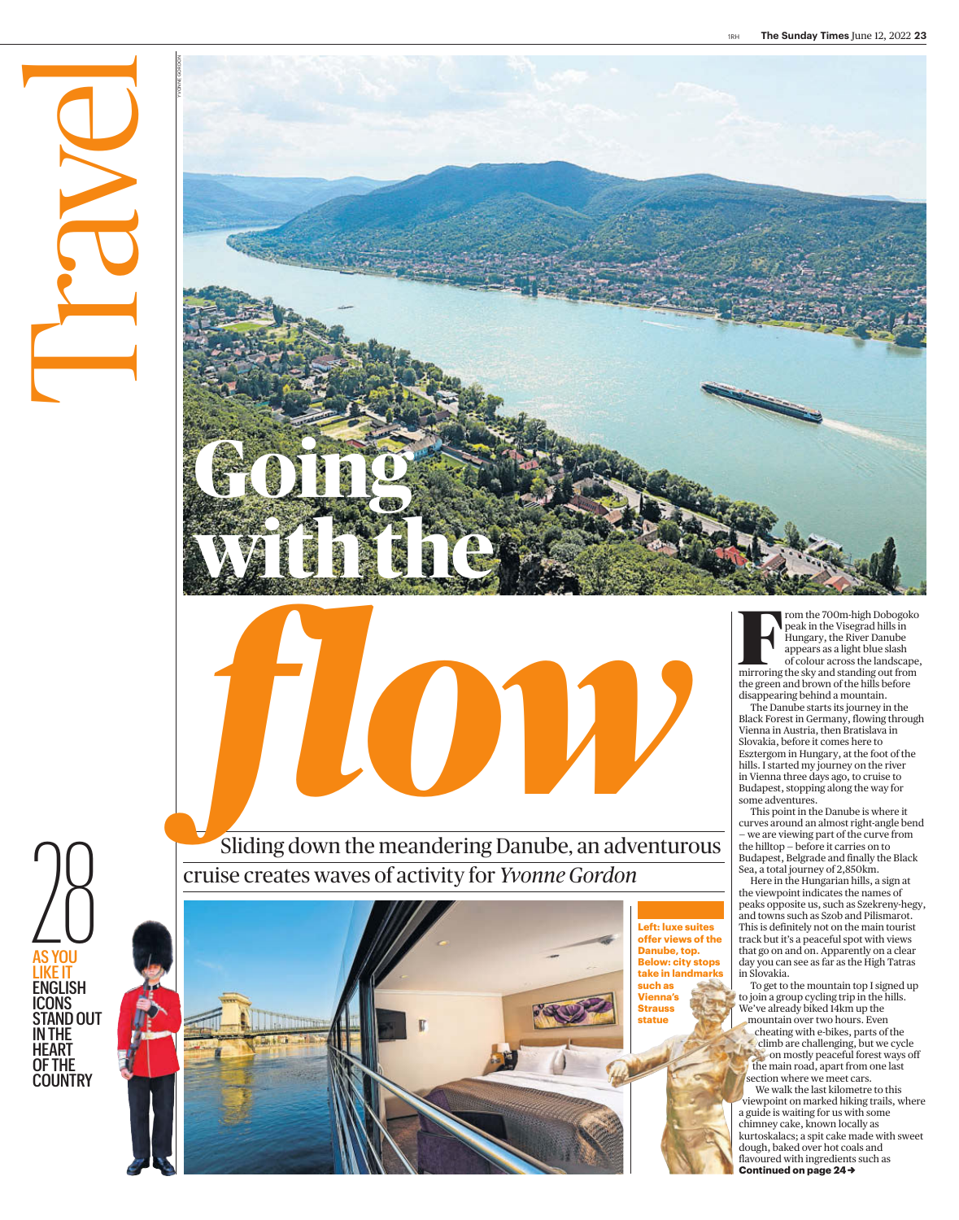# Travel

# Going with the *flow*

Sliding down the meandering Danube, an adventurous cruise creates waves of activity for *Yvonne Gordon*

From the 700m-high Dobogoko peak in the Visegrad hills in Hungary, the River Danube appears as a light blue slash of colour across the landscape, mirroring the sky and standing out from the green and brown of the hills before disappearing behind a mountain.

The Danube starts its journey in the Black Forest in Germany, flowing through Vienna in Austria, then Bratislava in Slovakia, before it comes here to Esztergom in Hungary, at the foot of the hills. I started my journey on the river in Vienna three days ago, to cruise to Budapest, stopping along the way for some adventures.

This point in the Danube is where it curves around an almost right-angle bend – we are viewing part of the curve from the hilltop – before it carries on to Budapest, Belgrade and finally the Black Sea, a total journey of 2,850km.

Here in the Hungarian hills, a sign at the viewpoint indicates the names of peaks opposite us, such as Szekreny-hegy, and towns such as Szob and Pilismarot. This is definitely not on the main tourist track but it's a peaceful spot with views that go on and on. Apparently on a clear day you can see as far as the High Tatras in Slovakia.

To get to the mountain top I signed up to join a group cycling trip in the hills. We've already biked 14km up the mountain over two hours. Even cheating with e-bikes, parts of the climb are challenging, but we cycle on mostly peaceful forest ways off the main road, apart from one last section where we meet cars.

We walk the last kilometre to this viewpoint on marked hiking trails, where a guide is waiting for us with some chimney cake, known locally as kurtoskalacs; a spit cake made with sweet dough, baked over hot coals and flavoured with ingredients such as

**Continued on page 24 →**

**Left: luxe suites offer views of the Danube, top. Below: city stops take in landmarks such as Vienna's Strauss statue**

YVONNE GORDON

28 AS YOU LIKE IT ENGLISH ICONS STAND OUT IN THE HEART OF THE COUNTRY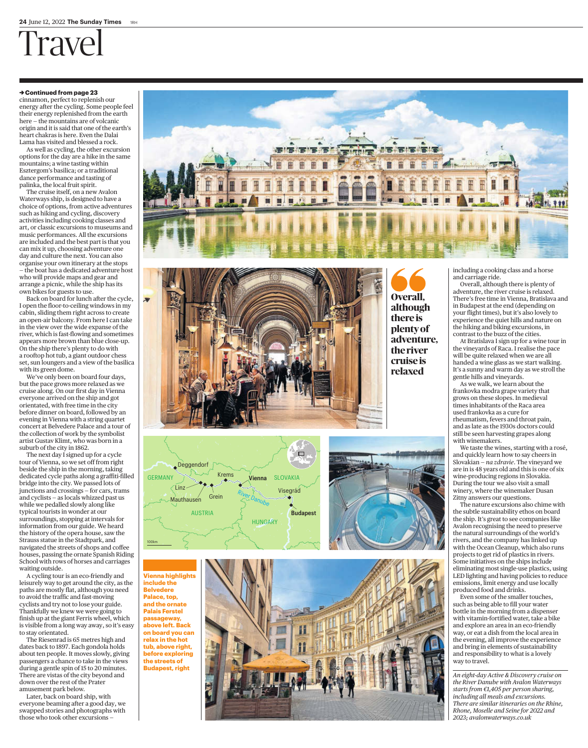# Travel

**➔ Continued from page 23**

cinnamon, perfect to replenish our energy after the cycling. Some people feel their energy replenished from the earth here – the mountains are of volcanic origin and it is said that one of the earth's heart chakras is here. Even the Dalai Lama has visited and blessed a rock.

As well as cycling, the other excursion options for the day are a hike in the same mountains; a wine tasting within Esztergom's basilica; or a traditional dance performance and tasting of palinka, the local fruit spirit.

The cruise itself, on a new Avalon Waterways ship, is designed to have a choice of options, from active adventures such as hiking and cycling, discovery activities including cooking classes and art, or classic excursions to museums and music performances. All the excursions are included and the best part is that you can mix it up, choosing adventure one day and culture the next. You can also organise your own itinerary at the stops – the boat has a dedicated adventure host who will provide maps and gear and arrange a picnic, while the ship has its own bikes for guests to use.

Back on board for lunch after the cycle, I open the floor-to-ceiling windows in my cabin, sliding them right across to create an open-air balcony. From here I can take in the view over the wide expanse of the river, which is fast-flowing and sometimes appears more brown than blue close-up. On the ship there's plenty to do with a rooftop hot tub, a giant outdoor chess set, sun loungers and a view of the basilica with its green dome.

We've only been on board four days, but the pace grows more relaxed as we cruise along. On our first day in Vienna everyone arrived on the ship and got orientated, with free time in the city before dinner on board, followed by an evening in Vienna with a string quartet concert at Belvedere Palace and a tour of the collection of work by the symbolist artist Gustav Klimt, who was born in a suburb of the city in 1862.

The next day I signed up for a cycle tour of Vienna, so we set off from right beside the ship in the morning, taking dedicated cycle paths along a graffiti-filled bridge into the city. We passed lots of junctions and crossings – for cars, trams and cyclists – as locals whizzed past us while we pedalled slowly along like typical tourists in wonder at our surroundings, stopping at intervals for information from our guide. We heard the history of the opera house, saw the Strauss statue in the Stadtpark, and navigated the streets of shops and coffee houses, passing the ornate Spanish Riding School with rows of horses and carriages waiting outside.

A cycling tour is an eco-friendly and leisurely way to get around the city, as the paths are mostly flat, although you need to avoid the traffic and fast-moving cyclists and try not to lose your guide. Thankfully we knew we were going to finish up at the giant Ferris wheel, which is visible from a long way away, so it's easy to stay orientated.

The Riesenrad is 65 metres high and dates back to 1897. Each gondola holds about ten people. It moves slowly, giving passengers a chance to take in the views during a gentle spin of 15 to 20 minutes. There are vistas of the city beyond and down over the rest of the Prater amusement park below.

Later, back on board ship, with everyone beaming after a good day, we swapped stories and photographs with those who took other excursions – including a cooking class and a horse and carriage ride.

> **Overall, although there is plenty of adventure, the river cruise is relaxed**

GERMANY
Deggendorf
Linz
Mauthausen
Grein
Krems
Vienna
SLOVAKIA
Visegrád
River Danube
AUSTRIA
HUNGARY
Budapest
100km

**Vienna highlights include the Belvedere Palace, top, and the ornate Palais Ferstel passageway, above left. Back on board you can relax in the hot tub, above right, before exploring the streets of Budapest, right**

Overall, although there is plenty of adventure, the river cruise is relaxed. There's free time in Vienna, Bratislava and in Budapest at the end (depending on your flight times), but it's also lovely to experience the quiet hills and nature on the hiking and biking excursions, in contrast to the buzz of the cities.

At Bratislava I sign up for a wine tour in the vineyards of Raca. I realise the pace will be quite relaxed when we are all handed a wine glass as we start walking. It's a sunny and warm day as we stroll the gentle hills and vineyards.

As we walk, we learn about the frankovka modra grape variety that grows on these slopes. In medieval times inhabitants of the Raca area used frankovka as a cure for rheumatism, fevers and throat pain, and as late as the 1930s doctors could still be seen harvesting grapes along with winemakers.

We taste the wines, starting with a rosé, and quickly learn how to say cheers in Slovakian – *na zdravie*. The vineyard we are in is 48 years old and this is one of six wine-producing regions in Slovakia. During the tour we also visit a small winery, where the winemaker Dusan Zitny answers our questions.

The nature excursions also chime with the subtle sustainability ethos on board the ship. It's great to see companies like Avalon recognising the need to preserve the natural surroundings of the world's rivers, and the company has linked up with the Ocean Cleanup, which also runs projects to get rid of plastics in rivers. Some initiatives on the ships include eliminating most single-use plastics, using LED lighting and having policies to reduce emissions, limit energy and use locally produced food and drinks.

Even some of the smaller touches, such as being able to fill your water bottle in the morning from a dispenser with vitamin-fortified water, take a bike and explore an area in an eco-friendly way, or eat a dish from the local area in the evening, all improve the experience and bring in elements of sustainability and responsibility to what is a lovely way to travel.

*An eight-day Active & Discovery cruise on the River Danube with Avalon Waterways starts from €1,405 per person sharing, including all meals and excursions. There are similar itineraries on the Rhine, Rhone, Moselle and Seine for 2022 and 2023; avalonwaterways.co.uk*